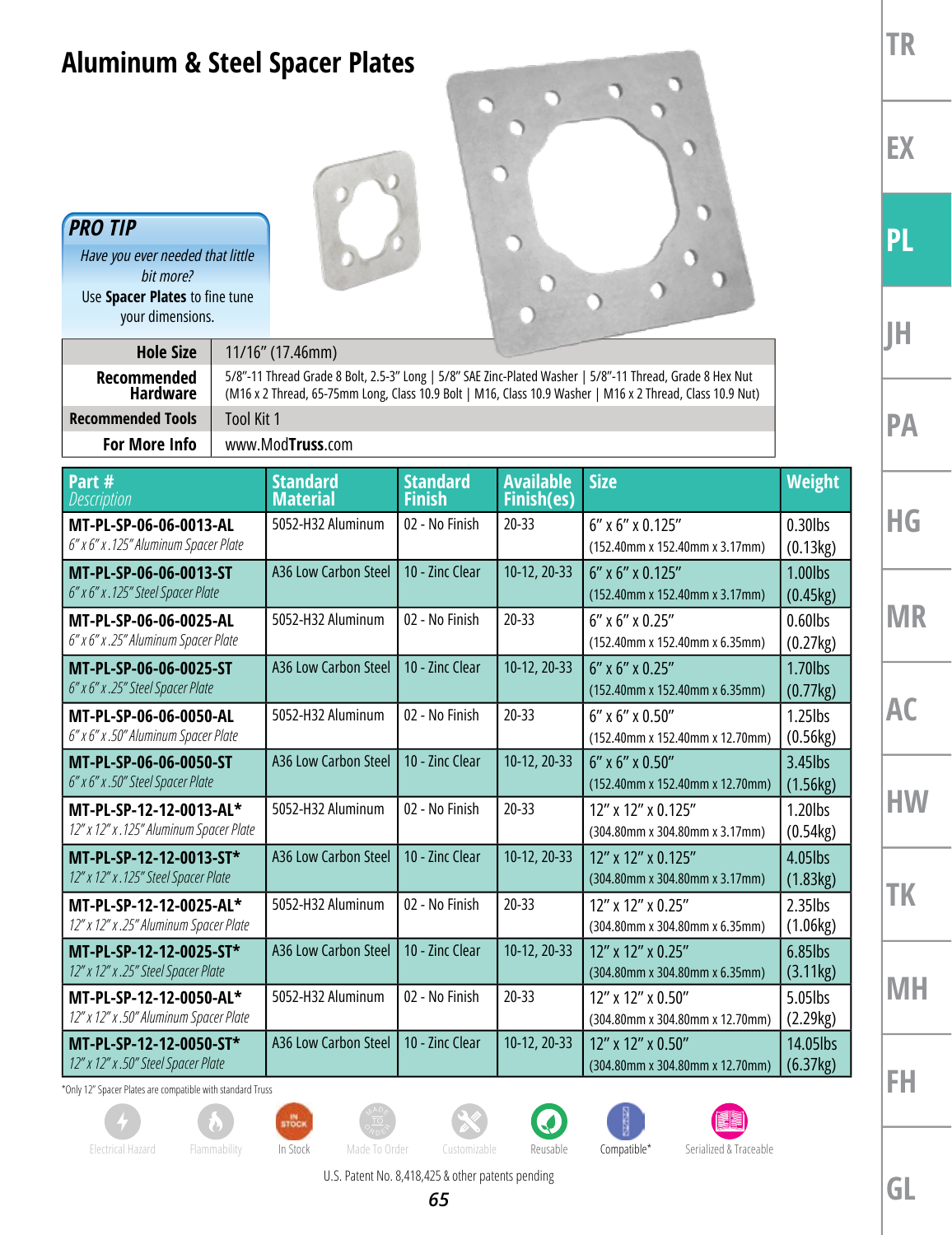# Aluminum & Steel Spacer Plates

**PRO TIP**

*Have you ever needed that little bit more?*

Use **Spacer Plates** to fine tune your dimensions.

| | |
|---|---|
| **Hole Size** | 11/16" (17.46mm) |
| **Recommended Hardware** | 5/8"-11 Thread Grade 8 Bolt, 2.5-3" Long \| 5/8" SAE Zinc-Plated Washer \| 5/8"-11 Thread, Grade 8 Hex Nut (M16 x 2 Thread, 65-75mm Long, Class 10.9 Bolt \| M16, Class 10.9 Washer \| M16 x 2 Thread, Class 10.9 Nut) |
| **Recommended Tools** | Tool Kit 1 |
| **For More Info** | www.ModTruss.com |

| Part # *Description* | Standard Material | Standard Finish | Available Finish(es) | Size | Weight |
|---|---|---|---|---|---|
| **MT-PL-SP-06-06-0013-AL** *6" x 6" x .125" Aluminum Spacer Plate* | 5052-H32 Aluminum | 02 - No Finish | 20-33 | 6" x 6" x 0.125" (152.40mm x 152.40mm x 3.17mm) | 0.30lbs (0.13kg) |
| **MT-PL-SP-06-06-0013-ST** *6" x 6" x .125" Steel Spacer Plate* | A36 Low Carbon Steel | 10 - Zinc Clear | 10-12, 20-33 | 6" x 6" x 0.125" (152.40mm x 152.40mm x 3.17mm) | 1.00lbs (0.45kg) |
| **MT-PL-SP-06-06-0025-AL** *6" x 6" x .25" Aluminum Spacer Plate* | 5052-H32 Aluminum | 02 - No Finish | 20-33 | 6" x 6" x 0.25" (152.40mm x 152.40mm x 6.35mm) | 0.60lbs (0.27kg) |
| **MT-PL-SP-06-06-0025-ST** *6" x 6" x .25" Steel Spacer Plate* | A36 Low Carbon Steel | 10 - Zinc Clear | 10-12, 20-33 | 6" x 6" x 0.25" (152.40mm x 152.40mm x 6.35mm) | 1.70lbs (0.77kg) |
| **MT-PL-SP-06-06-0050-AL** *6" x 6" x .50" Aluminum Spacer Plate* | 5052-H32 Aluminum | 02 - No Finish | 20-33 | 6" x 6" x 0.50" (152.40mm x 152.40mm x 12.70mm) | 1.25lbs (0.56kg) |
| **MT-PL-SP-06-06-0050-ST** *6" x 6" x .50" Steel Spacer Plate* | A36 Low Carbon Steel | 10 - Zinc Clear | 10-12, 20-33 | 6" x 6" x 0.50" (152.40mm x 152.40mm x 12.70mm) | 3.45lbs (1.56kg) |
| **MT-PL-SP-12-12-0013-AL*** *12" x 12" x .125" Aluminum Spacer Plate* | 5052-H32 Aluminum | 02 - No Finish | 20-33 | 12" x 12" x 0.125" (304.80mm x 304.80mm x 3.17mm) | 1.20lbs (0.54kg) |
| **MT-PL-SP-12-12-0013-ST*** *12" x 12" x .125" Steel Spacer Plate* | A36 Low Carbon Steel | 10 - Zinc Clear | 10-12, 20-33 | 12" x 12" x 0.125" (304.80mm x 304.80mm x 3.17mm) | 4.05lbs (1.83kg) |
| **MT-PL-SP-12-12-0025-AL*** *12" x 12" x .25" Aluminum Spacer Plate* | 5052-H32 Aluminum | 02 - No Finish | 20-33 | 12" x 12" x 0.25" (304.80mm x 304.80mm x 6.35mm) | 2.35lbs (1.06kg) |
| **MT-PL-SP-12-12-0025-ST*** *12" x 12" x .25" Steel Spacer Plate* | A36 Low Carbon Steel | 10 - Zinc Clear | 10-12, 20-33 | 12" x 12" x 0.25" (304.80mm x 304.80mm x 6.35mm) | 6.85lbs (3.11kg) |
| **MT-PL-SP-12-12-0050-AL*** *12" x 12" x .50" Aluminum Spacer Plate* | 5052-H32 Aluminum | 02 - No Finish | 20-33 | 12" x 12" x 0.50" (304.80mm x 304.80mm x 12.70mm) | 5.05lbs (2.29kg) |
| **MT-PL-SP-12-12-0050-ST*** *12" x 12" x .50" Steel Spacer Plate* | A36 Low Carbon Steel | 10 - Zinc Clear | 10-12, 20-33 | 12" x 12" x 0.50" (304.80mm x 304.80mm x 12.70mm) | 14.05lbs (6.37kg) |

*Only 12" Spacer Plates are compatible with standard Truss

Electrical Hazard | Flammability | In Stock | Made To Order | Customizable | Reusable | Compatible* | Serialized & Traceable

U.S. Patent No. 8,418,425 & other patents pending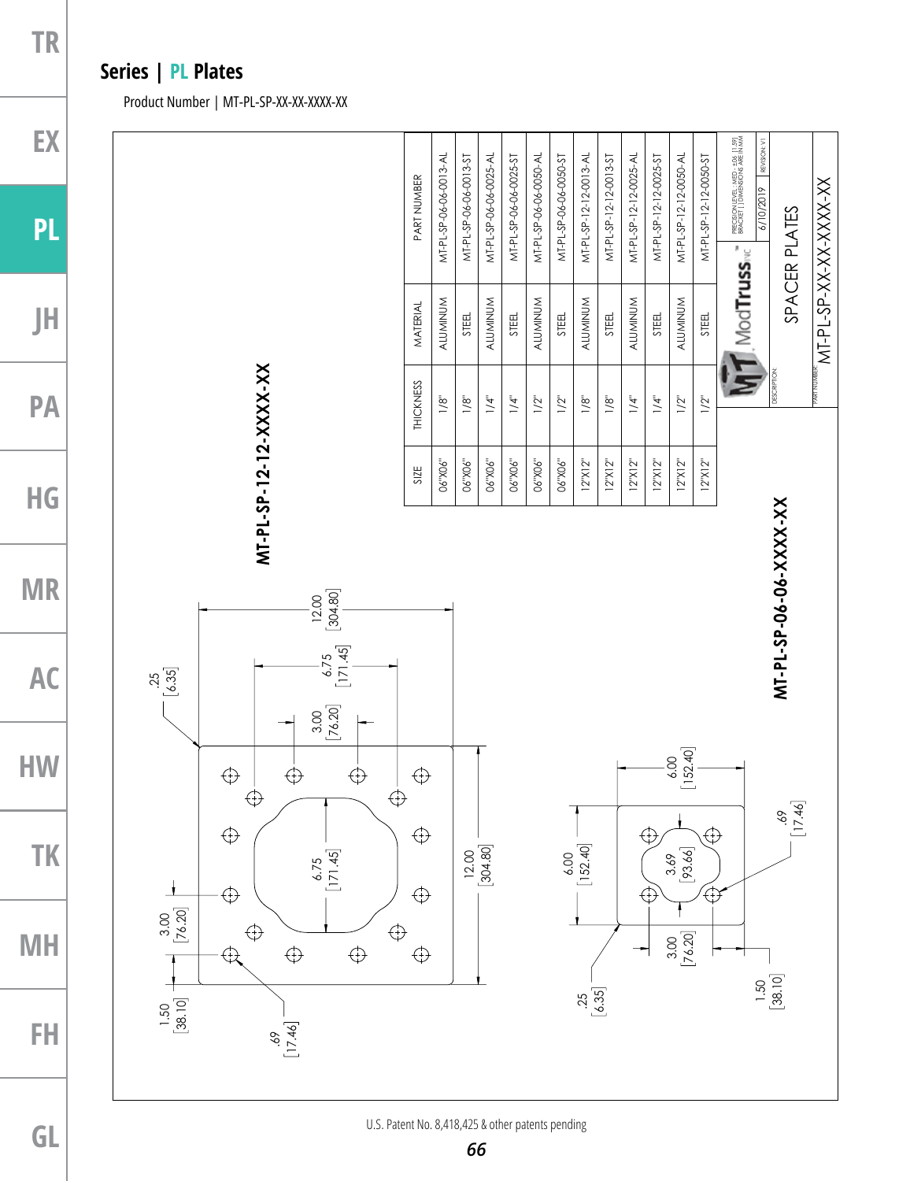## Series | PL Plates

Product Number | MT-PL-SP-XX-XX-XXXX-XX

| SIZE | THICKNESS | MATERIAL | PART NUMBER |
|---|---|---|---|
| 06"X06" | 1/8" | ALUMINUM | MT-PL-SP-06-06-0013-AL |
| 06"X06" | 1/8" | STEEL | MT-PL-SP-06-06-0013-ST |
| 06"X06" | 1/4" | ALUMINUM | MT-PL-SP-06-06-0025-AL |
| 06"X06" | 1/4" | STEEL | MT-PL-SP-06-06-0025-ST |
| 06"X06" | 1/2" | ALUMINUM | MT-PL-SP-06-06-0050-AL |
| 06"X06" | 1/2" | STEEL | MT-PL-SP-06-06-0050-ST |
| 12"X12" | 1/8" | ALUMINUM | MT-PL-SP-12-12-0013-AL |
| 12"X12" | 1/8" | STEEL | MT-PL-SP-12-12-0013-ST |
| 12"X12" | 1/4" | ALUMINUM | MT-PL-SP-12-12-0025-AL |
| 12"X12" | 1/4" | STEEL | MT-PL-SP-12-12-0025-ST |
| 12"X12" | 1/2" | ALUMINUM | MT-PL-SP-12-12-0050-AL |
| 12"X12" | 1/2" | STEEL | MT-PL-SP-12-12-0050-ST |

ModTruss INC

PRECISION LEVEL: MED - ±.06 [1.59] BRACKET [ ] DIMENSIONS ARE IN MM

6/10/2019

REVISION: V1

DESCRIPTION: SPACER PLATES

PART NUMBER: MT-PL-SP-XX-XX-XXXX-XX

**MT-PL-SP-12-12-XXXX-XX**

12.00 [304.80]

6.75 [171.45]

3.00 [76.20]

.25 [6.35]

6.75 [171.45]

12.00 [304.80]

3.00 [76.20]

1.50 [38.10]

.69 [17.46]

**MT-PL-SP-06-06-XXXX-XX**

6.00 [152.40]

6.00 [152.40]

3.69 [93.66]

.69 [17.46]

.25 [6.35]

3.00 [76.20]

1.50 [38.10]

U.S. Patent No. 8,418,425 & other patents pending